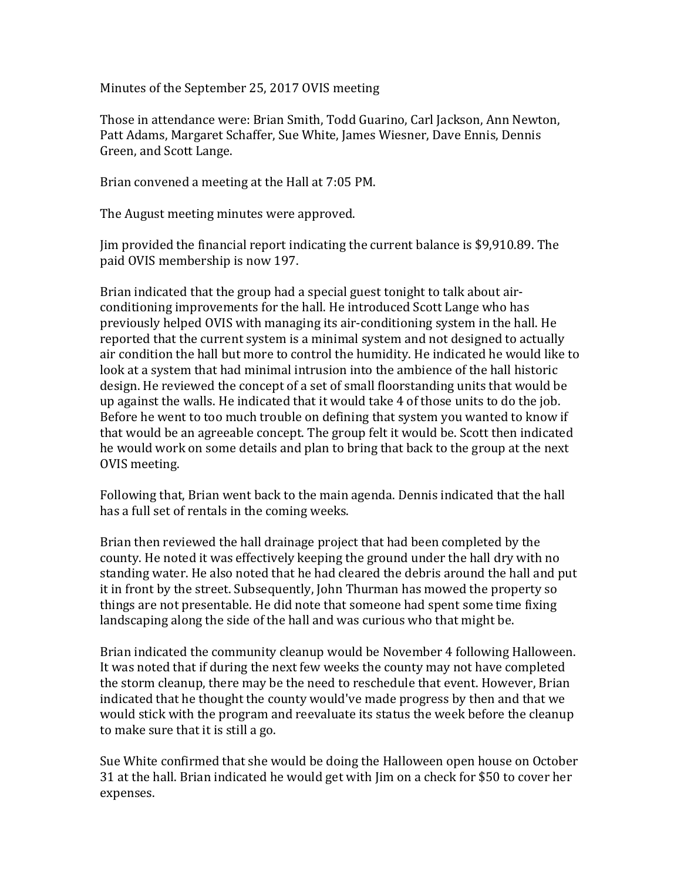Minutes of the September 25, 2017 OVIS meeting

Those in attendance were: Brian Smith, Todd Guarino, Carl Jackson, Ann Newton, Patt Adams, Margaret Schaffer, Sue White, James Wiesner, Dave Ennis, Dennis Green, and Scott Lange.

Brian convened a meeting at the Hall at 7:05 PM.

The August meeting minutes were approved.

Jim provided the financial report indicating the current balance is $9,910.89. The paid OVIS membership is now 197.

Brian indicated that the group had a special guest tonight to talk about air-conditioning improvements for the hall. He introduced Scott Lange who has previously helped OVIS with managing its air-conditioning system in the hall. He reported that the current system is a minimal system and not designed to actually air condition the hall but more to control the humidity. He indicated he would like to look at a system that had minimal intrusion into the ambience of the hall historic design. He reviewed the concept of a set of small floorstanding units that would be up against the walls. He indicated that it would take 4 of those units to do the job. Before he went to too much trouble on defining that system you wanted to know if that would be an agreeable concept. The group felt it would be. Scott then indicated he would work on some details and plan to bring that back to the group at the next OVIS meeting.

Following that, Brian went back to the main agenda. Dennis indicated that the hall has a full set of rentals in the coming weeks.

Brian then reviewed the hall drainage project that had been completed by the county. He noted it was effectively keeping the ground under the hall dry with no standing water. He also noted that he had cleared the debris around the hall and put it in front by the street. Subsequently, John Thurman has mowed the property so things are not presentable. He did note that someone had spent some time fixing landscaping along the side of the hall and was curious who that might be.

Brian indicated the community cleanup would be November 4 following Halloween. It was noted that if during the next few weeks the county may not have completed the storm cleanup, there may be the need to reschedule that event. However, Brian indicated that he thought the county would've made progress by then and that we would stick with the program and reevaluate its status the week before the cleanup to make sure that it is still a go.

Sue White confirmed that she would be doing the Halloween open house on October 31 at the hall. Brian indicated he would get with Jim on a check for $50 to cover her expenses.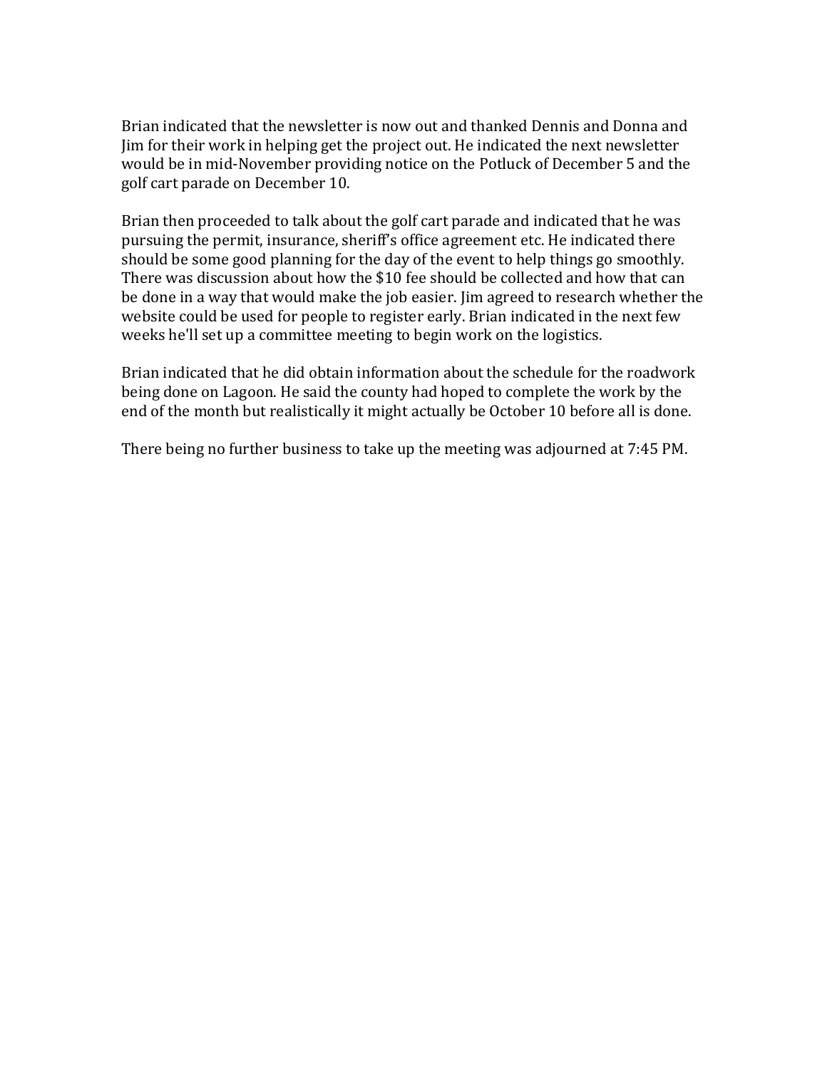Brian indicated that the newsletter is now out and thanked Dennis and Donna and Jim for their work in helping get the project out. He indicated the next newsletter would be in mid-November providing notice on the Potluck of December 5 and the golf cart parade on December 10.

Brian then proceeded to talk about the golf cart parade and indicated that he was pursuing the permit, insurance, sheriff's office agreement etc. He indicated there should be some good planning for the day of the event to help things go smoothly. There was discussion about how the $10 fee should be collected and how that can be done in a way that would make the job easier. Jim agreed to research whether the website could be used for people to register early. Brian indicated in the next few weeks he'll set up a committee meeting to begin work on the logistics.

Brian indicated that he did obtain information about the schedule for the roadwork being done on Lagoon. He said the county had hoped to complete the work by the end of the month but realistically it might actually be October 10 before all is done.

There being no further business to take up the meeting was adjourned at 7:45 PM.